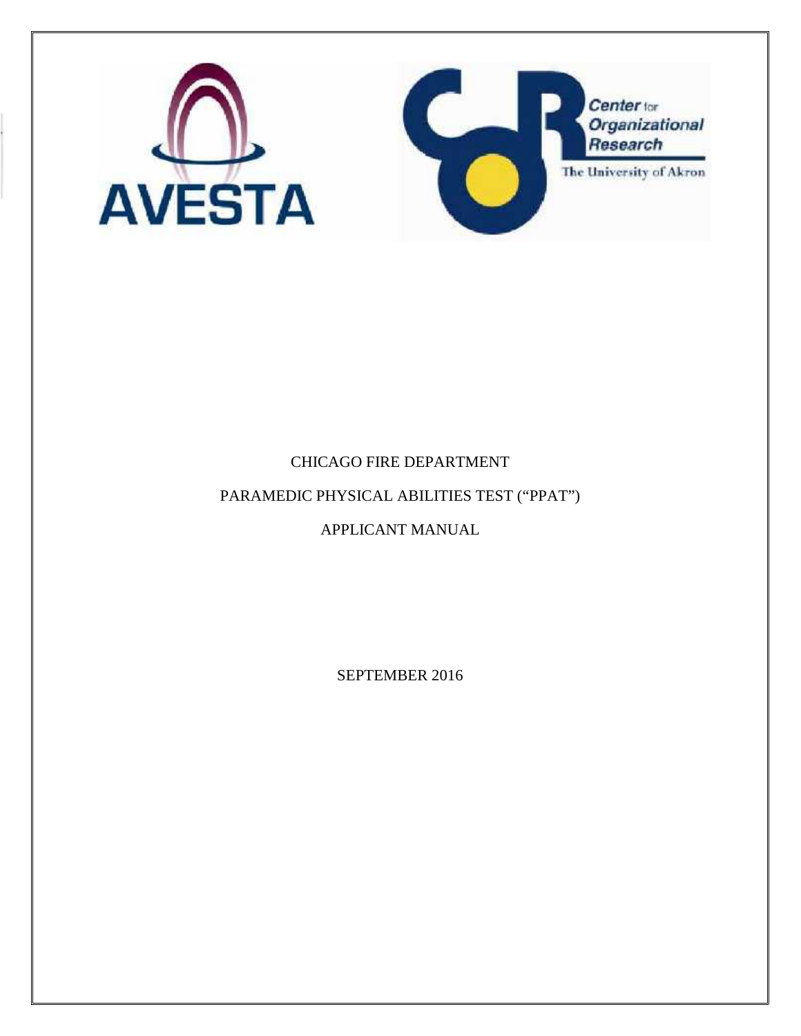CHICAGO FIRE DEPARTMENT

PARAMEDIC PHYSICAL ABILITIES TEST ("PPAT")

APPLICANT MANUAL

SEPTEMBER 2016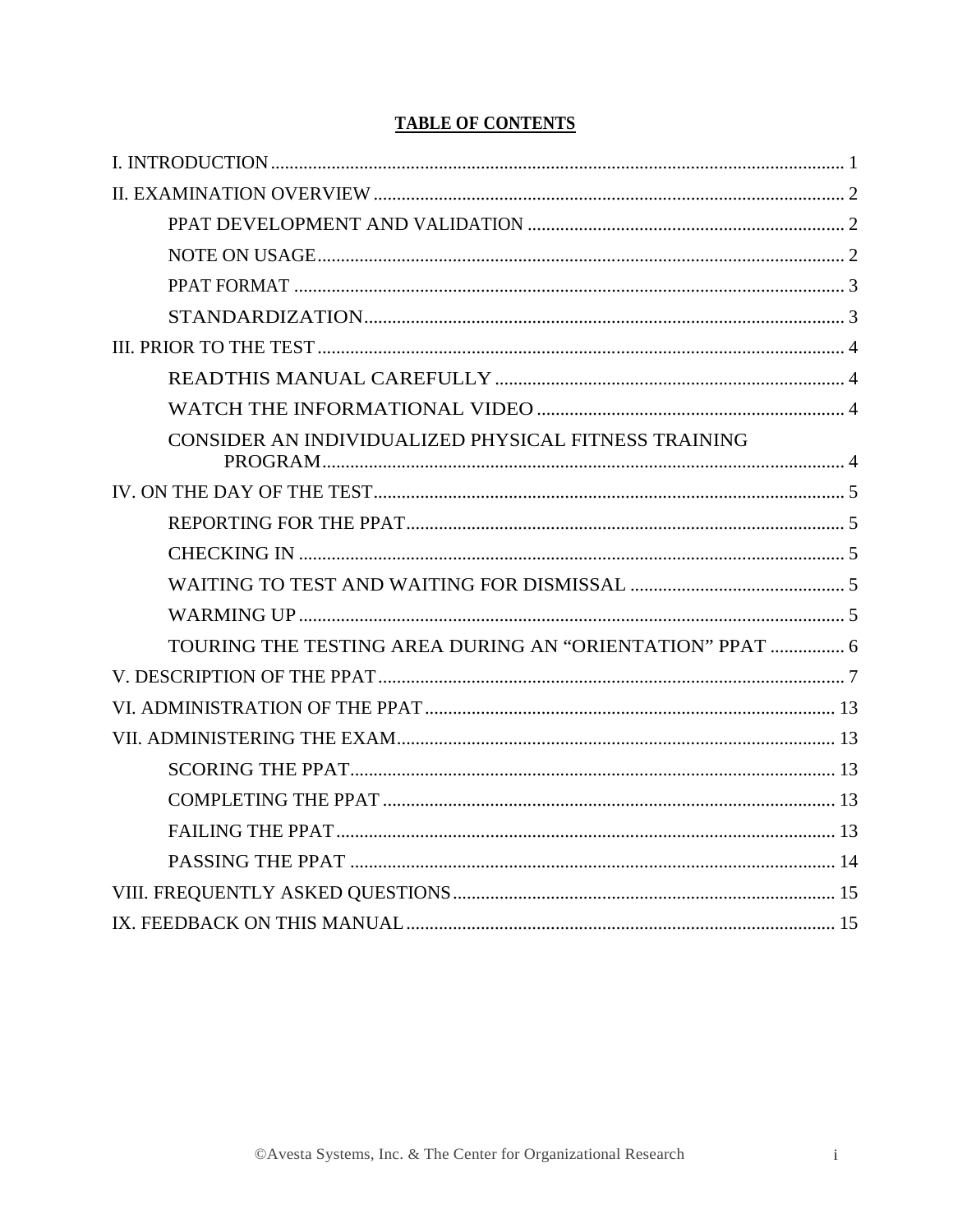**TABLE OF CONTENTS**

I. INTRODUCTION ..... 1

II. EXAMINATION OVERVIEW ..... 2

- PPAT DEVELOPMENT AND VALIDATION ..... 2
- NOTE ON USAGE ..... 2
- PPAT FORMAT ..... 3
- STANDARDIZATION ..... 3

III. PRIOR TO THE TEST ..... 4

- READTHIS MANUAL CAREFULLY ..... 4
- WATCH THE INFORMATIONAL VIDEO ..... 4
- CONSIDER AN INDIVIDUALIZED PHYSICAL FITNESS TRAINING PROGRAM ..... 4

IV. ON THE DAY OF THE TEST ..... 5

- REPORTING FOR THE PPAT ..... 5
- CHECKING IN ..... 5
- WAITING TO TEST AND WAITING FOR DISMISSAL ..... 5
- WARMING UP ..... 5
- TOURING THE TESTING AREA DURING AN "ORIENTATION" PPAT ..... 6

V. DESCRIPTION OF THE PPAT ..... 7

VI. ADMINISTRATION OF THE PPAT ..... 13

VII. ADMINISTERING THE EXAM ..... 13

- SCORING THE PPAT ..... 13
- COMPLETING THE PPAT ..... 13
- FAILING THE PPAT ..... 13
- PASSING THE PPAT ..... 14

VIII. FREQUENTLY ASKED QUESTIONS ..... 15

IX. FEEDBACK ON THIS MANUAL ..... 15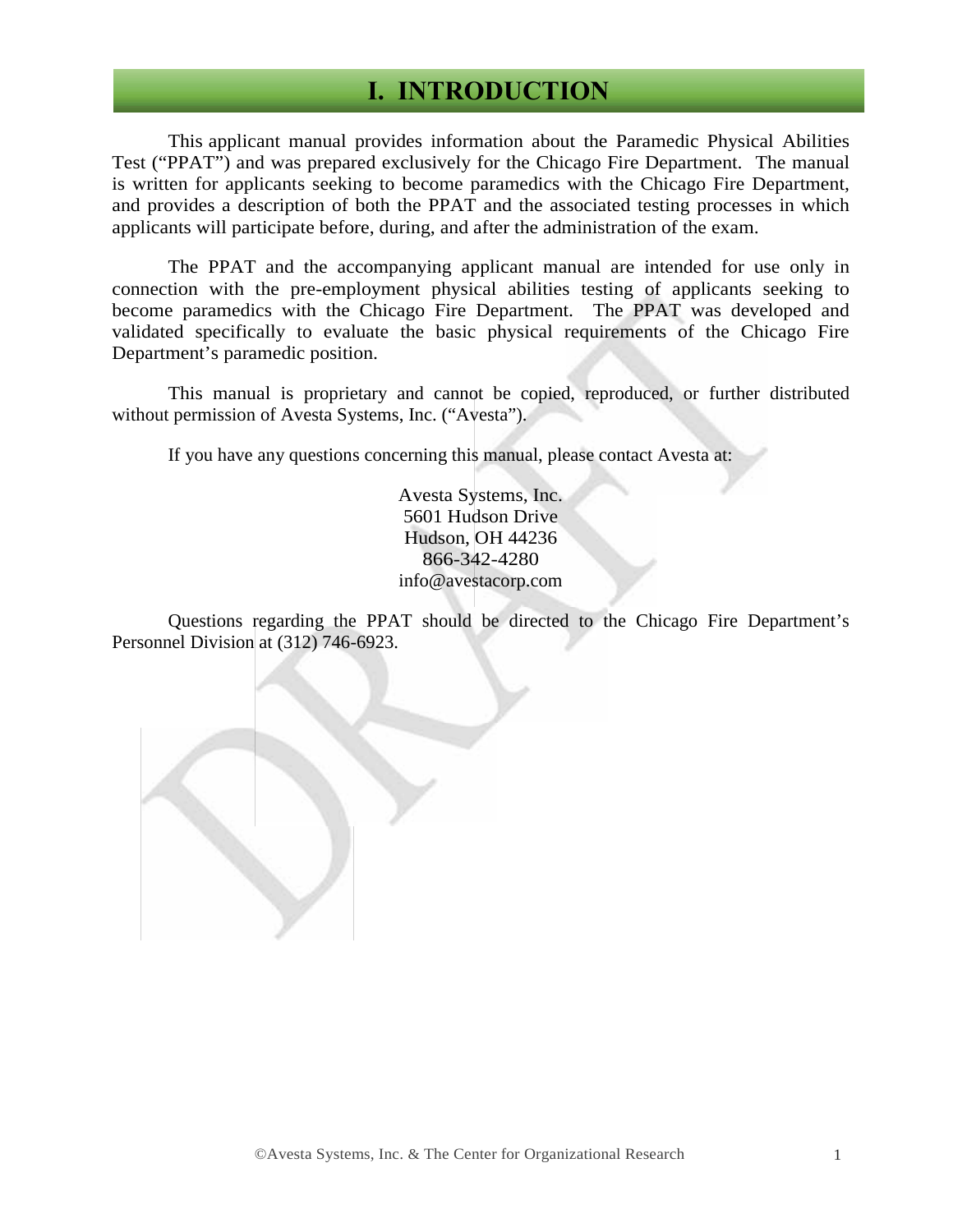# I. INTRODUCTION

This applicant manual provides information about the Paramedic Physical Abilities Test ("PPAT") and was prepared exclusively for the Chicago Fire Department. The manual is written for applicants seeking to become paramedics with the Chicago Fire Department, and provides a description of both the PPAT and the associated testing processes in which applicants will participate before, during, and after the administration of the exam.

The PPAT and the accompanying applicant manual are intended for use only in connection with the pre-employment physical abilities testing of applicants seeking to become paramedics with the Chicago Fire Department. The PPAT was developed and validated specifically to evaluate the basic physical requirements of the Chicago Fire Department's paramedic position.

This manual is proprietary and cannot be copied, reproduced, or further distributed without permission of Avesta Systems, Inc. ("Avesta").

If you have any questions concerning this manual, please contact Avesta at:

Avesta Systems, Inc.
5601 Hudson Drive
Hudson, OH 44236
866-342-4280
info@avestacorp.com

Questions regarding the PPAT should be directed to the Chicago Fire Department's Personnel Division at (312) 746-6923.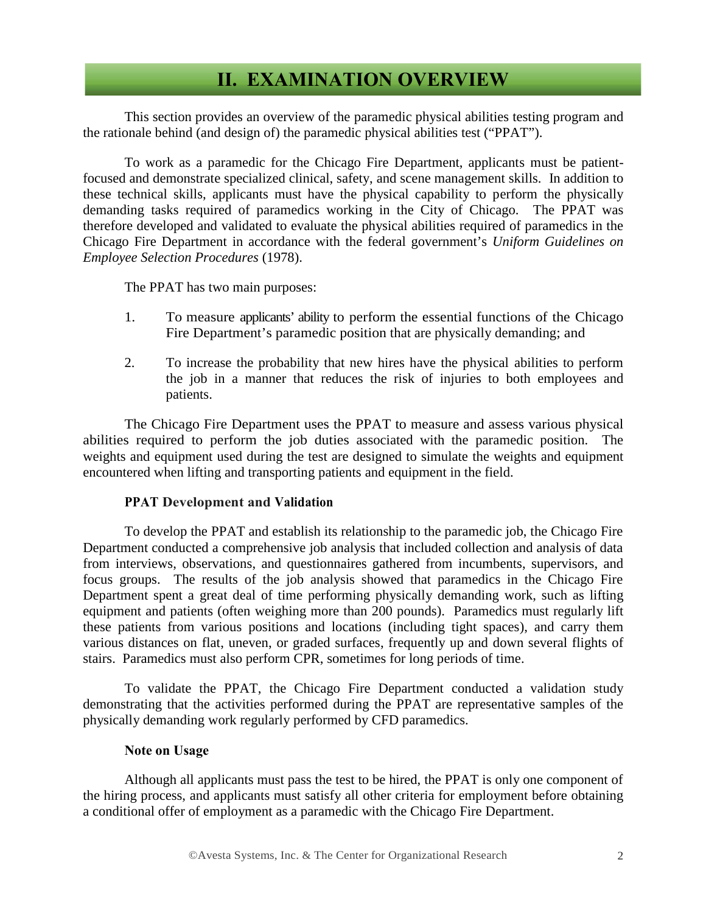# II. EXAMINATION OVERVIEW

This section provides an overview of the paramedic physical abilities testing program and the rationale behind (and design of) the paramedic physical abilities test ("PPAT").

To work as a paramedic for the Chicago Fire Department, applicants must be patient-focused and demonstrate specialized clinical, safety, and scene management skills. In addition to these technical skills, applicants must have the physical capability to perform the physically demanding tasks required of paramedics working in the City of Chicago. The PPAT was therefore developed and validated to evaluate the physical abilities required of paramedics in the Chicago Fire Department in accordance with the federal government's *Uniform Guidelines on Employee Selection Procedures* (1978).

The PPAT has two main purposes:

1. To measure applicants' ability to perform the essential functions of the Chicago Fire Department's paramedic position that are physically demanding; and

2. To increase the probability that new hires have the physical abilities to perform the job in a manner that reduces the risk of injuries to both employees and patients.

The Chicago Fire Department uses the PPAT to measure and assess various physical abilities required to perform the job duties associated with the paramedic position. The weights and equipment used during the test are designed to simulate the weights and equipment encountered when lifting and transporting patients and equipment in the field.

### PPAT Development and Validation

To develop the PPAT and establish its relationship to the paramedic job, the Chicago Fire Department conducted a comprehensive job analysis that included collection and analysis of data from interviews, observations, and questionnaires gathered from incumbents, supervisors, and focus groups. The results of the job analysis showed that paramedics in the Chicago Fire Department spent a great deal of time performing physically demanding work, such as lifting equipment and patients (often weighing more than 200 pounds). Paramedics must regularly lift these patients from various positions and locations (including tight spaces), and carry them various distances on flat, uneven, or graded surfaces, frequently up and down several flights of stairs. Paramedics must also perform CPR, sometimes for long periods of time.

To validate the PPAT, the Chicago Fire Department conducted a validation study demonstrating that the activities performed during the PPAT are representative samples of the physically demanding work regularly performed by CFD paramedics.

### Note on Usage

Although all applicants must pass the test to be hired, the PPAT is only one component of the hiring process, and applicants must satisfy all other criteria for employment before obtaining a conditional offer of employment as a paramedic with the Chicago Fire Department.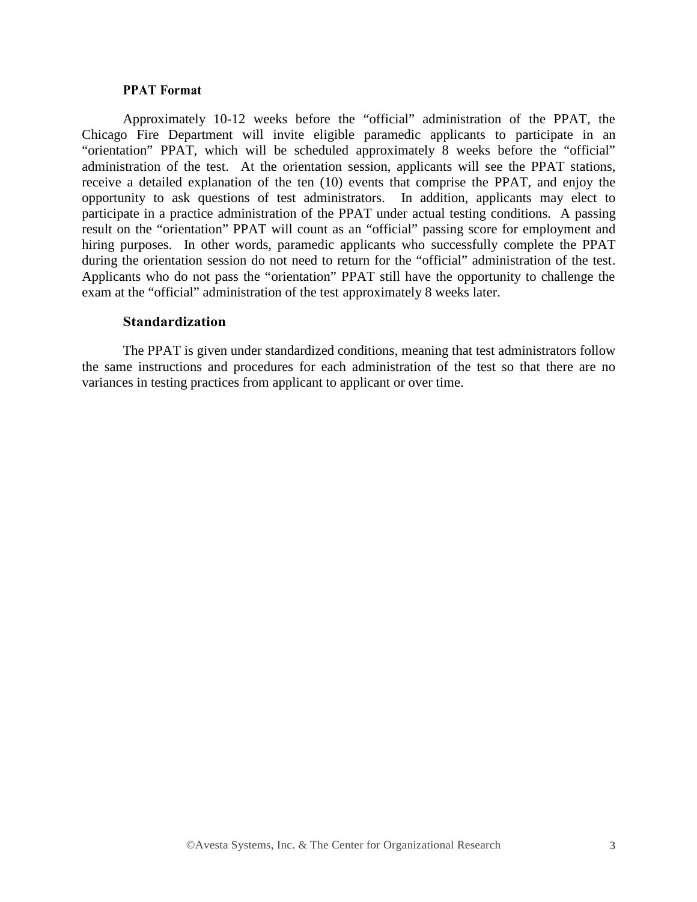**PPAT Format**

Approximately 10-12 weeks before the “official” administration of the PPAT, the Chicago Fire Department will invite eligible paramedic applicants to participate in an “orientation” PPAT, which will be scheduled approximately 8 weeks before the “official” administration of the test. At the orientation session, applicants will see the PPAT stations, receive a detailed explanation of the ten (10) events that comprise the PPAT, and enjoy the opportunity to ask questions of test administrators. In addition, applicants may elect to participate in a practice administration of the PPAT under actual testing conditions. A passing result on the “orientation” PPAT will count as an “official” passing score for employment and hiring purposes. In other words, paramedic applicants who successfully complete the PPAT during the orientation session do not need to return for the “official” administration of the test. Applicants who do not pass the “orientation” PPAT still have the opportunity to challenge the exam at the “official” administration of the test approximately 8 weeks later.

**Standardization**

The PPAT is given under standardized conditions, meaning that test administrators follow the same instructions and procedures for each administration of the test so that there are no variances in testing practices from applicant to applicant or over time.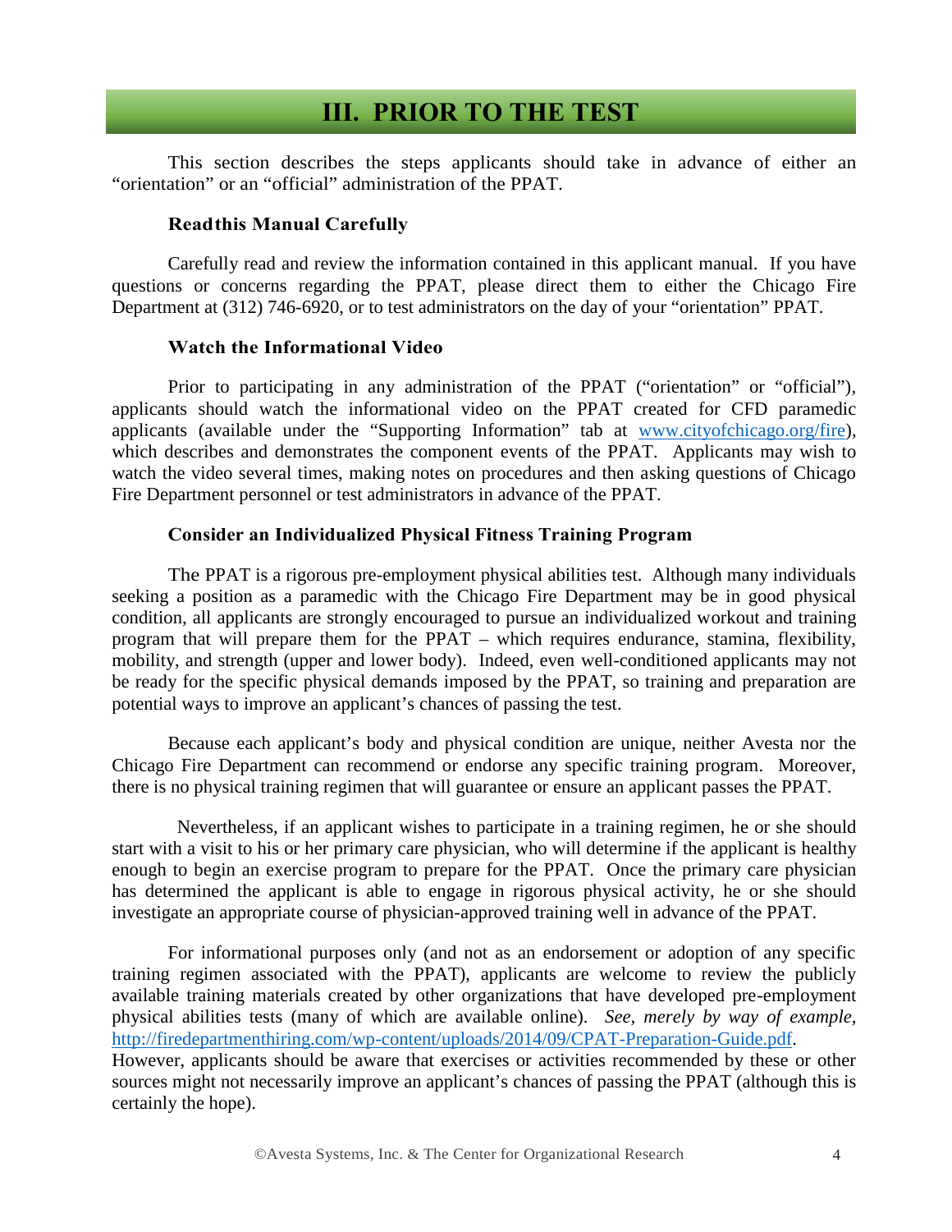# III. PRIOR TO THE TEST

This section describes the steps applicants should take in advance of either an “orientation” or an “official” administration of the PPAT.

### Read this Manual Carefully

Carefully read and review the information contained in this applicant manual. If you have questions or concerns regarding the PPAT, please direct them to either the Chicago Fire Department at (312) 746-6920, or to test administrators on the day of your “orientation” PPAT.

### Watch the Informational Video

Prior to participating in any administration of the PPAT (“orientation” or “official”), applicants should watch the informational video on the PPAT created for CFD paramedic applicants (available under the “Supporting Information” tab at www.cityofchicago.org/fire), which describes and demonstrates the component events of the PPAT. Applicants may wish to watch the video several times, making notes on procedures and then asking questions of Chicago Fire Department personnel or test administrators in advance of the PPAT.

### Consider an Individualized Physical Fitness Training Program

The PPAT is a rigorous pre-employment physical abilities test. Although many individuals seeking a position as a paramedic with the Chicago Fire Department may be in good physical condition, all applicants are strongly encouraged to pursue an individualized workout and training program that will prepare them for the PPAT – which requires endurance, stamina, flexibility, mobility, and strength (upper and lower body). Indeed, even well-conditioned applicants may not be ready for the specific physical demands imposed by the PPAT, so training and preparation are potential ways to improve an applicant’s chances of passing the test.

Because each applicant’s body and physical condition are unique, neither Avesta nor the Chicago Fire Department can recommend or endorse any specific training program. Moreover, there is no physical training regimen that will guarantee or ensure an applicant passes the PPAT.

Nevertheless, if an applicant wishes to participate in a training regimen, he or she should start with a visit to his or her primary care physician, who will determine if the applicant is healthy enough to begin an exercise program to prepare for the PPAT. Once the primary care physician has determined the applicant is able to engage in rigorous physical activity, he or she should investigate an appropriate course of physician-approved training well in advance of the PPAT.

For informational purposes only (and not as an endorsement or adoption of any specific training regimen associated with the PPAT), applicants are welcome to review the publicly available training materials created by other organizations that have developed pre-employment physical abilities tests (many of which are available online). *See, merely by way of example,* http://firedepartmenthiring.com/wp-content/uploads/2014/09/CPAT-Preparation-Guide.pdf. However, applicants should be aware that exercises or activities recommended by these or other sources might not necessarily improve an applicant’s chances of passing the PPAT (although this is certainly the hope).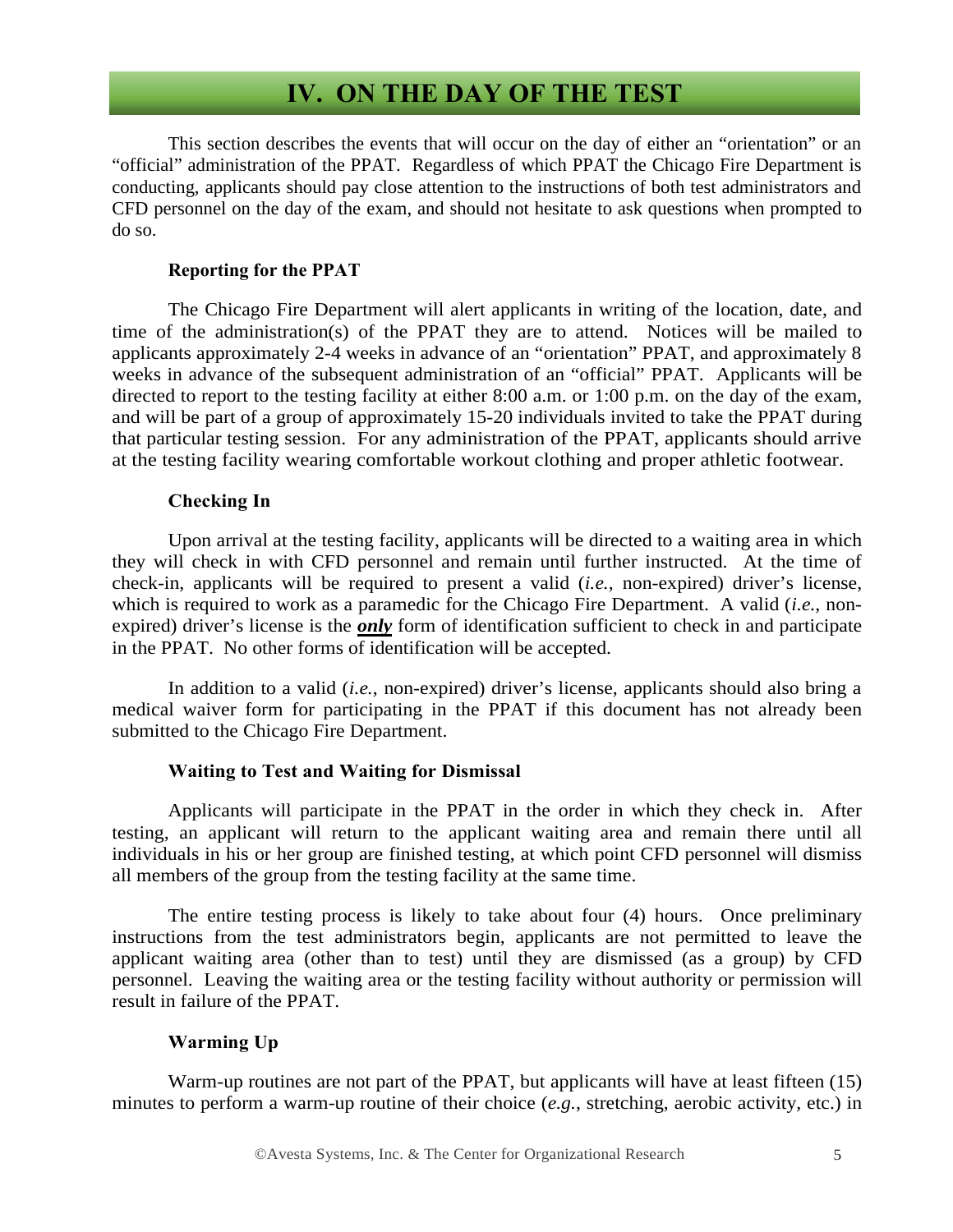# IV. ON THE DAY OF THE TEST

This section describes the events that will occur on the day of either an "orientation" or an "official" administration of the PPAT. Regardless of which PPAT the Chicago Fire Department is conducting, applicants should pay close attention to the instructions of both test administrators and CFD personnel on the day of the exam, and should not hesitate to ask questions when prompted to do so.

### Reporting for the PPAT

The Chicago Fire Department will alert applicants in writing of the location, date, and time of the administration(s) of the PPAT they are to attend. Notices will be mailed to applicants approximately 2-4 weeks in advance of an "orientation" PPAT, and approximately 8 weeks in advance of the subsequent administration of an "official" PPAT. Applicants will be directed to report to the testing facility at either 8:00 a.m. or 1:00 p.m. on the day of the exam, and will be part of a group of approximately 15-20 individuals invited to take the PPAT during that particular testing session. For any administration of the PPAT, applicants should arrive at the testing facility wearing comfortable workout clothing and proper athletic footwear.

### Checking In

Upon arrival at the testing facility, applicants will be directed to a waiting area in which they will check in with CFD personnel and remain until further instructed. At the time of check-in, applicants will be required to present a valid (*i.e.*, non-expired) driver's license, which is required to work as a paramedic for the Chicago Fire Department. A valid (*i.e.*, non-expired) driver's license is the ***only*** form of identification sufficient to check in and participate in the PPAT. No other forms of identification will be accepted.

In addition to a valid (*i.e.*, non-expired) driver's license, applicants should also bring a medical waiver form for participating in the PPAT if this document has not already been submitted to the Chicago Fire Department.

### Waiting to Test and Waiting for Dismissal

Applicants will participate in the PPAT in the order in which they check in. After testing, an applicant will return to the applicant waiting area and remain there until all individuals in his or her group are finished testing, at which point CFD personnel will dismiss all members of the group from the testing facility at the same time.

The entire testing process is likely to take about four (4) hours. Once preliminary instructions from the test administrators begin, applicants are not permitted to leave the applicant waiting area (other than to test) until they are dismissed (as a group) by CFD personnel. Leaving the waiting area or the testing facility without authority or permission will result in failure of the PPAT.

### Warming Up

Warm-up routines are not part of the PPAT, but applicants will have at least fifteen (15) minutes to perform a warm-up routine of their choice (*e.g.*, stretching, aerobic activity, etc.) in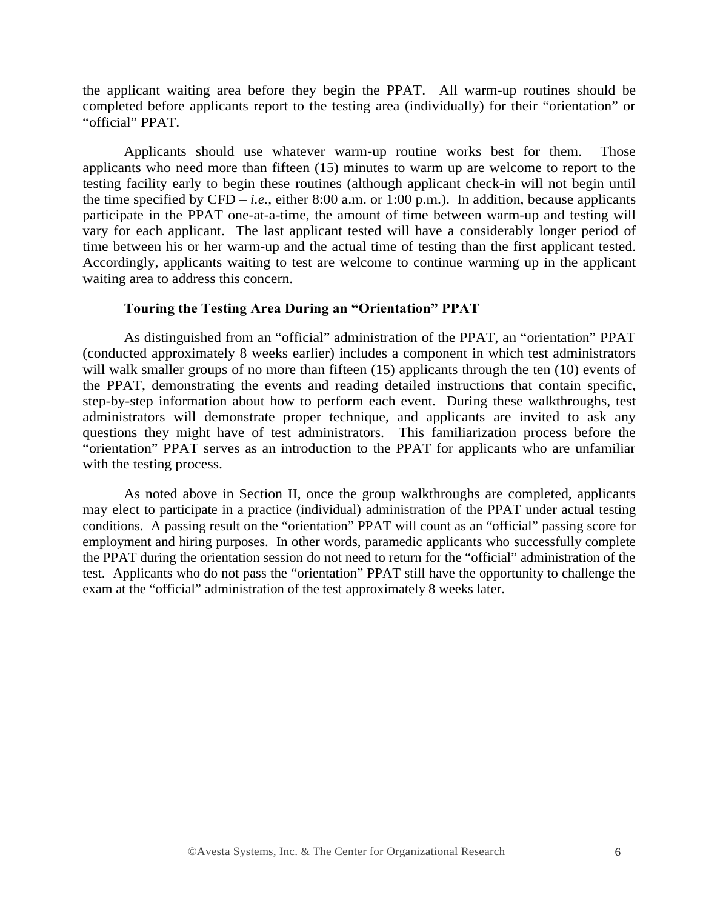the applicant waiting area before they begin the PPAT. All warm-up routines should be completed before applicants report to the testing area (individually) for their "orientation" or "official" PPAT.

Applicants should use whatever warm-up routine works best for them. Those applicants who need more than fifteen (15) minutes to warm up are welcome to report to the testing facility early to begin these routines (although applicant check-in will not begin until the time specified by CFD – *i.e.*, either 8:00 a.m. or 1:00 p.m.). In addition, because applicants participate in the PPAT one-at-a-time, the amount of time between warm-up and testing will vary for each applicant. The last applicant tested will have a considerably longer period of time between his or her warm-up and the actual time of testing than the first applicant tested. Accordingly, applicants waiting to test are welcome to continue warming up in the applicant waiting area to address this concern.

**Touring the Testing Area During an "Orientation" PPAT**

As distinguished from an "official" administration of the PPAT, an "orientation" PPAT (conducted approximately 8 weeks earlier) includes a component in which test administrators will walk smaller groups of no more than fifteen (15) applicants through the ten (10) events of the PPAT, demonstrating the events and reading detailed instructions that contain specific, step-by-step information about how to perform each event. During these walkthroughs, test administrators will demonstrate proper technique, and applicants are invited to ask any questions they might have of test administrators. This familiarization process before the "orientation" PPAT serves as an introduction to the PPAT for applicants who are unfamiliar with the testing process.

As noted above in Section II, once the group walkthroughs are completed, applicants may elect to participate in a practice (individual) administration of the PPAT under actual testing conditions. A passing result on the "orientation" PPAT will count as an "official" passing score for employment and hiring purposes. In other words, paramedic applicants who successfully complete the PPAT during the orientation session do not need to return for the "official" administration of the test. Applicants who do not pass the "orientation" PPAT still have the opportunity to challenge the exam at the "official" administration of the test approximately 8 weeks later.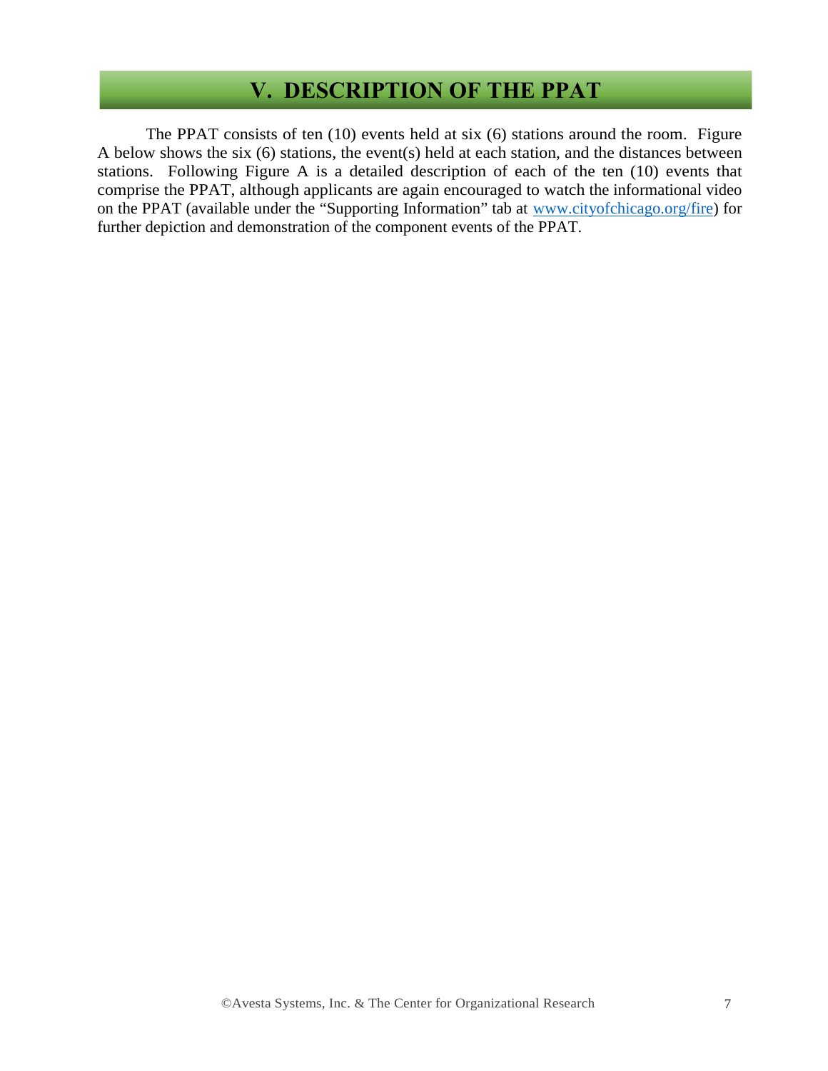# V. DESCRIPTION OF THE PPAT

The PPAT consists of ten (10) events held at six (6) stations around the room. Figure A below shows the six (6) stations, the event(s) held at each station, and the distances between stations. Following Figure A is a detailed description of each of the ten (10) events that comprise the PPAT, although applicants are again encouraged to watch the informational video on the PPAT (available under the "Supporting Information" tab at [www.cityofchicago.org/fire](www.cityofchicago.org/fire)) for further depiction and demonstration of the component events of the PPAT.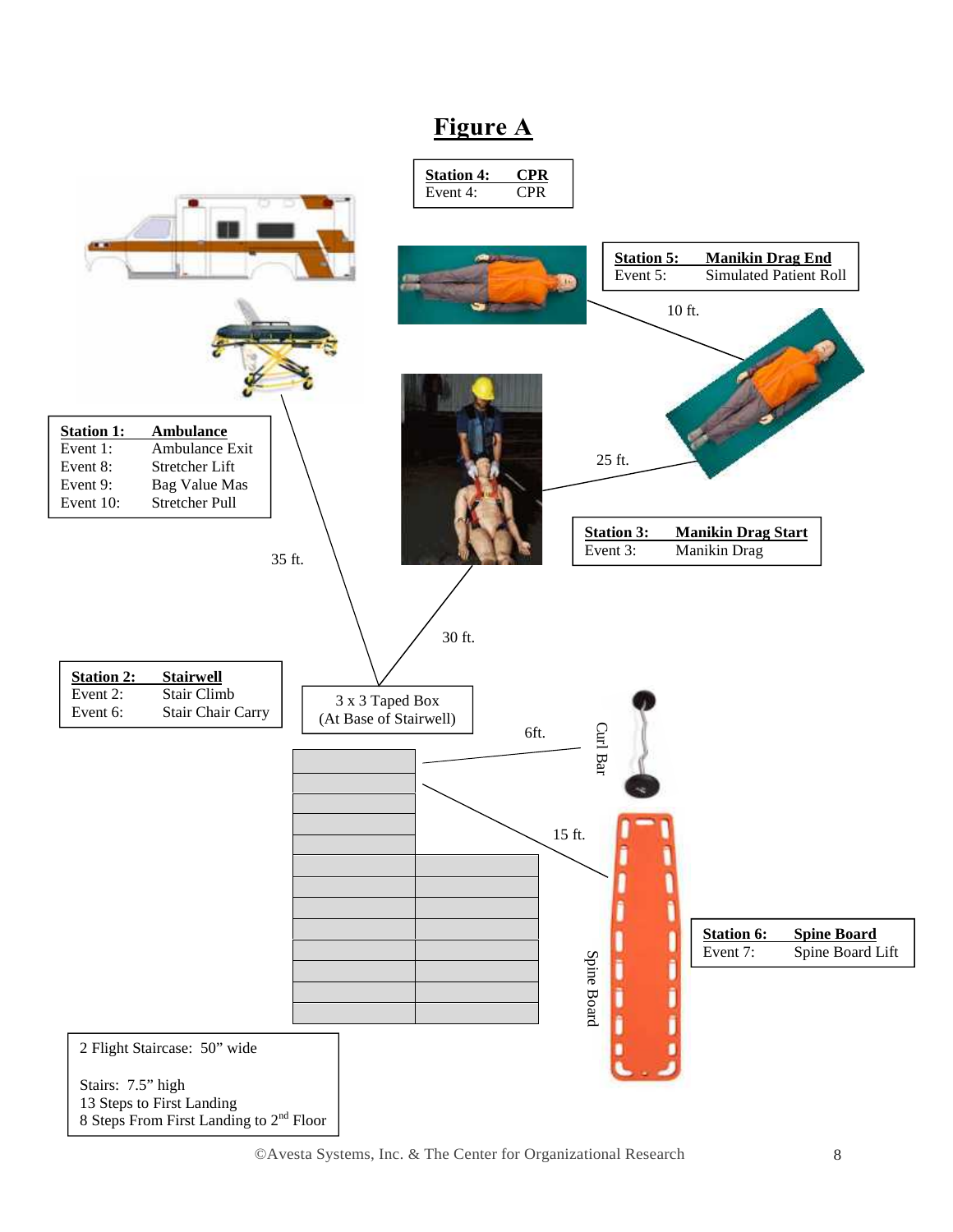# Figure A

**Station 4:** **CPR**
Event 4: CPR

**Station 5:** **Manikin Drag End**
Event 5: Simulated Patient Roll

10 ft.

**Station 1:** **Ambulance**
Event 1: Ambulance Exit
Event 8: Stretcher Lift
Event 9: Bag Value Mas
Event 10: Stretcher Pull

25 ft.

**Station 3:** **Manikin Drag Start**
Event 3: Manikin Drag

35 ft.

30 ft.

**Station 2:** **Stairwell**
Event 2: Stair Climb
Event 6: Stair Chair Carry

3 x 3 Taped Box
(At Base of Stairwell)

6ft.

Curl Bar

15 ft.

**Station 6:** **Spine Board**
Event 7: Spine Board Lift

Spine Board

2 Flight Staircase: 50" wide

Stairs: 7.5" high
13 Steps to First Landing
8 Steps From First Landing to 2nd Floor

©Avesta Systems, Inc. & The Center for Organizational Research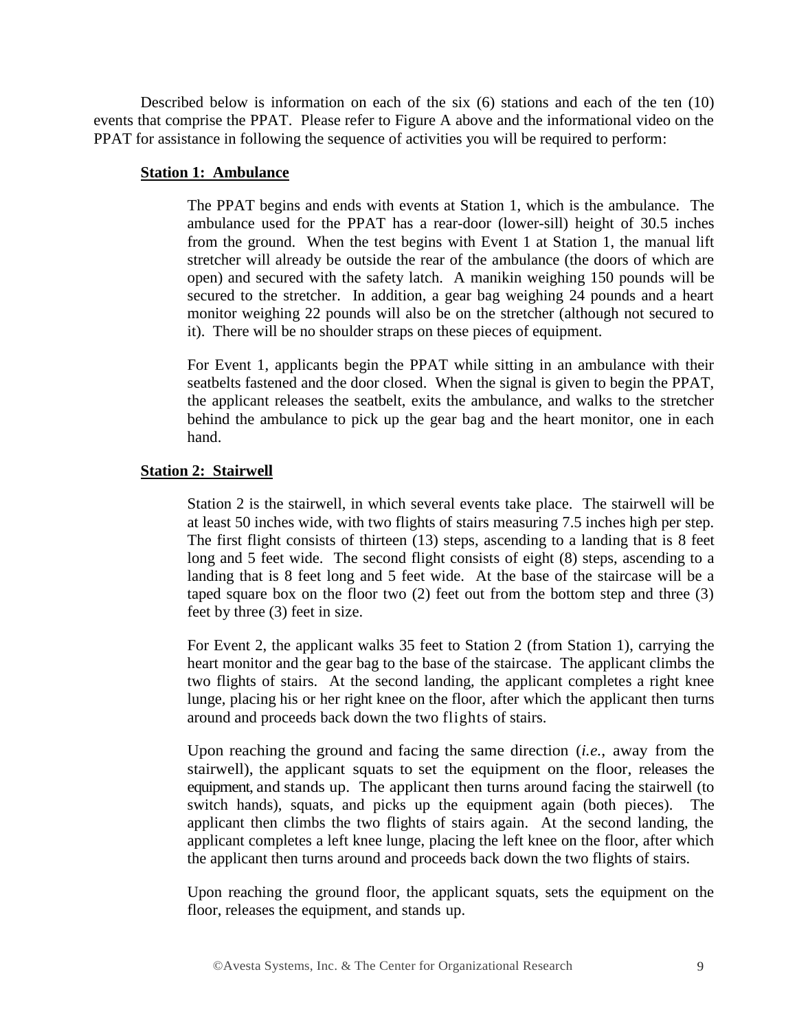Described below is information on each of the six (6) stations and each of the ten (10) events that comprise the PPAT. Please refer to Figure A above and the informational video on the PPAT for assistance in following the sequence of activities you will be required to perform:

**Station 1: Ambulance**

The PPAT begins and ends with events at Station 1, which is the ambulance. The ambulance used for the PPAT has a rear-door (lower-sill) height of 30.5 inches from the ground. When the test begins with Event 1 at Station 1, the manual lift stretcher will already be outside the rear of the ambulance (the doors of which are open) and secured with the safety latch. A manikin weighing 150 pounds will be secured to the stretcher. In addition, a gear bag weighing 24 pounds and a heart monitor weighing 22 pounds will also be on the stretcher (although not secured to it). There will be no shoulder straps on these pieces of equipment.

For Event 1, applicants begin the PPAT while sitting in an ambulance with their seatbelts fastened and the door closed. When the signal is given to begin the PPAT, the applicant releases the seatbelt, exits the ambulance, and walks to the stretcher behind the ambulance to pick up the gear bag and the heart monitor, one in each hand.

**Station 2: Stairwell**

Station 2 is the stairwell, in which several events take place. The stairwell will be at least 50 inches wide, with two flights of stairs measuring 7.5 inches high per step. The first flight consists of thirteen (13) steps, ascending to a landing that is 8 feet long and 5 feet wide. The second flight consists of eight (8) steps, ascending to a landing that is 8 feet long and 5 feet wide. At the base of the staircase will be a taped square box on the floor two (2) feet out from the bottom step and three (3) feet by three (3) feet in size.

For Event 2, the applicant walks 35 feet to Station 2 (from Station 1), carrying the heart monitor and the gear bag to the base of the staircase. The applicant climbs the two flights of stairs. At the second landing, the applicant completes a right knee lunge, placing his or her right knee on the floor, after which the applicant then turns around and proceeds back down the two flights of stairs.

Upon reaching the ground and facing the same direction (*i.e.*, away from the stairwell), the applicant squats to set the equipment on the floor, releases the equipment, and stands up. The applicant then turns around facing the stairwell (to switch hands), squats, and picks up the equipment again (both pieces). The applicant then climbs the two flights of stairs again. At the second landing, the applicant completes a left knee lunge, placing the left knee on the floor, after which the applicant then turns around and proceeds back down the two flights of stairs.

Upon reaching the ground floor, the applicant squats, sets the equipment on the floor, releases the equipment, and stands up.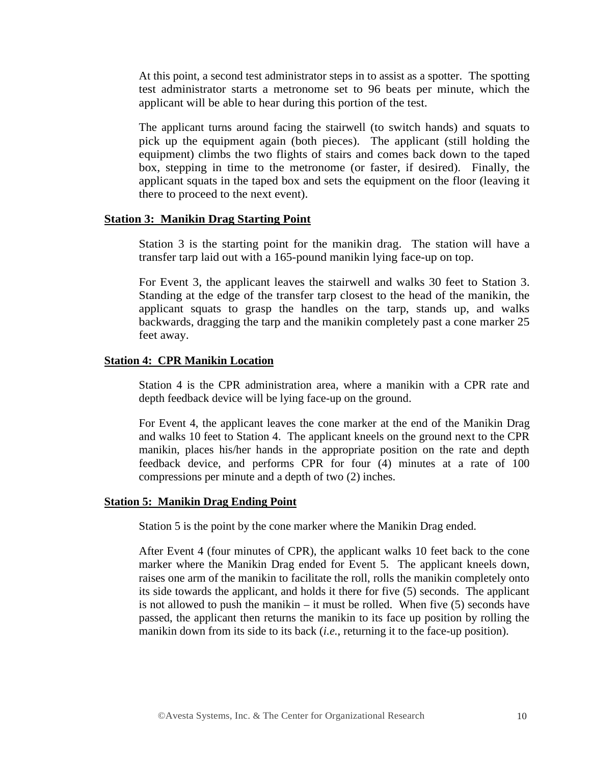At this point, a second test administrator steps in to assist as a spotter. The spotting test administrator starts a metronome set to 96 beats per minute, which the applicant will be able to hear during this portion of the test.

The applicant turns around facing the stairwell (to switch hands) and squats to pick up the equipment again (both pieces). The applicant (still holding the equipment) climbs the two flights of stairs and comes back down to the taped box, stepping in time to the metronome (or faster, if desired). Finally, the applicant squats in the taped box and sets the equipment on the floor (leaving it there to proceed to the next event).

**Station 3: Manikin Drag Starting Point**

Station 3 is the starting point for the manikin drag. The station will have a transfer tarp laid out with a 165-pound manikin lying face-up on top.

For Event 3, the applicant leaves the stairwell and walks 30 feet to Station 3. Standing at the edge of the transfer tarp closest to the head of the manikin, the applicant squats to grasp the handles on the tarp, stands up, and walks backwards, dragging the tarp and the manikin completely past a cone marker 25 feet away.

**Station 4: CPR Manikin Location**

Station 4 is the CPR administration area, where a manikin with a CPR rate and depth feedback device will be lying face-up on the ground.

For Event 4, the applicant leaves the cone marker at the end of the Manikin Drag and walks 10 feet to Station 4. The applicant kneels on the ground next to the CPR manikin, places his/her hands in the appropriate position on the rate and depth feedback device, and performs CPR for four (4) minutes at a rate of 100 compressions per minute and a depth of two (2) inches.

**Station 5: Manikin Drag Ending Point**

Station 5 is the point by the cone marker where the Manikin Drag ended.

After Event 4 (four minutes of CPR), the applicant walks 10 feet back to the cone marker where the Manikin Drag ended for Event 5. The applicant kneels down, raises one arm of the manikin to facilitate the roll, rolls the manikin completely onto its side towards the applicant, and holds it there for five (5) seconds. The applicant is not allowed to push the manikin – it must be rolled. When five (5) seconds have passed, the applicant then returns the manikin to its face up position by rolling the manikin down from its side to its back (*i.e.*, returning it to the face-up position).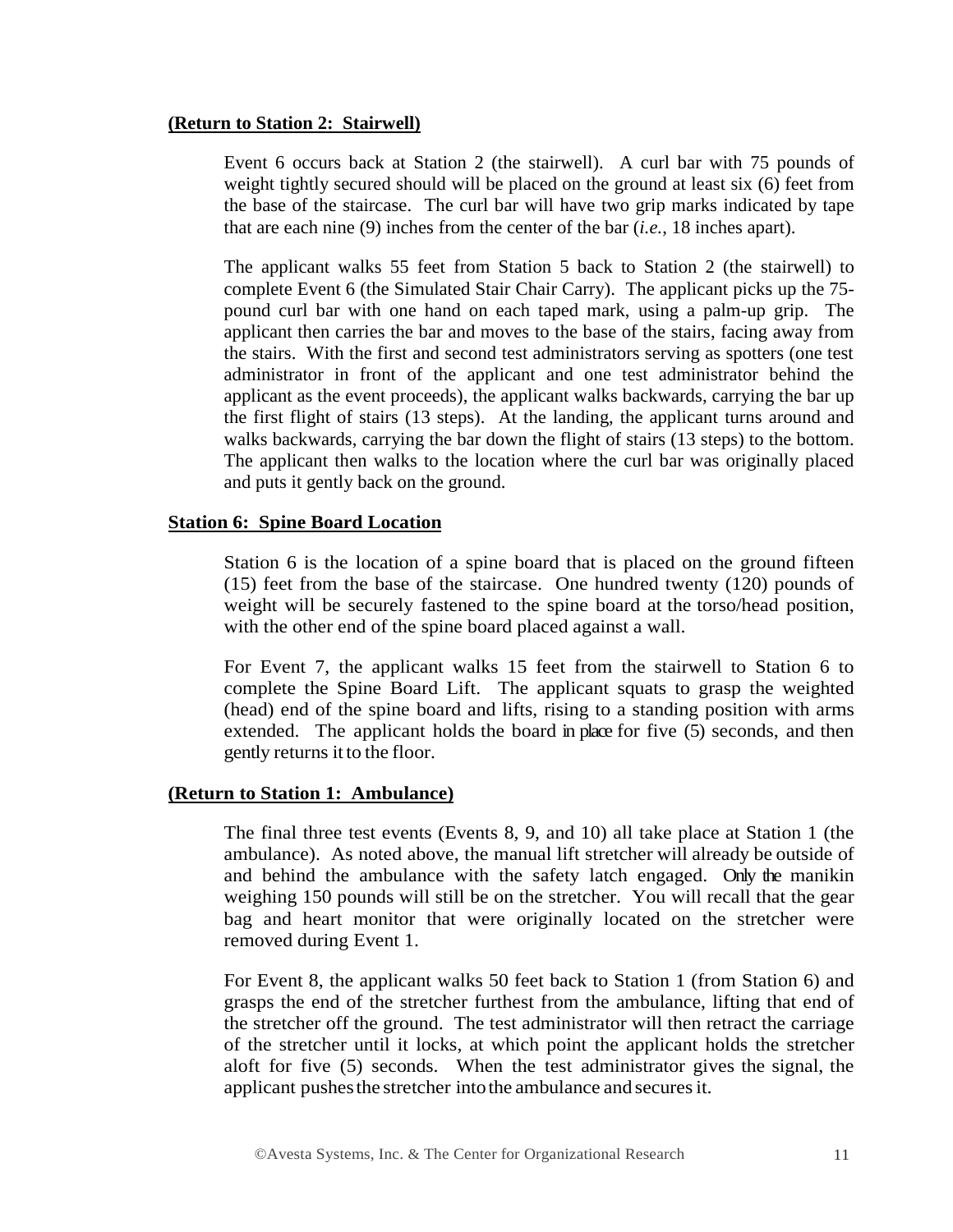**(Return to Station 2: Stairwell)**

Event 6 occurs back at Station 2 (the stairwell). A curl bar with 75 pounds of weight tightly secured should will be placed on the ground at least six (6) feet from the base of the staircase. The curl bar will have two grip marks indicated by tape that are each nine (9) inches from the center of the bar (*i.e.*, 18 inches apart).

The applicant walks 55 feet from Station 5 back to Station 2 (the stairwell) to complete Event 6 (the Simulated Stair Chair Carry). The applicant picks up the 75-pound curl bar with one hand on each taped mark, using a palm-up grip. The applicant then carries the bar and moves to the base of the stairs, facing away from the stairs. With the first and second test administrators serving as spotters (one test administrator in front of the applicant and one test administrator behind the applicant as the event proceeds), the applicant walks backwards, carrying the bar up the first flight of stairs (13 steps). At the landing, the applicant turns around and walks backwards, carrying the bar down the flight of stairs (13 steps) to the bottom. The applicant then walks to the location where the curl bar was originally placed and puts it gently back on the ground.

**Station 6: Spine Board Location**

Station 6 is the location of a spine board that is placed on the ground fifteen (15) feet from the base of the staircase. One hundred twenty (120) pounds of weight will be securely fastened to the spine board at the torso/head position, with the other end of the spine board placed against a wall.

For Event 7, the applicant walks 15 feet from the stairwell to Station 6 to complete the Spine Board Lift. The applicant squats to grasp the weighted (head) end of the spine board and lifts, rising to a standing position with arms extended. The applicant holds the board in place for five (5) seconds, and then gently returns it to the floor.

**(Return to Station 1: Ambulance)**

The final three test events (Events 8, 9, and 10) all take place at Station 1 (the ambulance). As noted above, the manual lift stretcher will already be outside of and behind the ambulance with the safety latch engaged. Only the manikin weighing 150 pounds will still be on the stretcher. You will recall that the gear bag and heart monitor that were originally located on the stretcher were removed during Event 1.

For Event 8, the applicant walks 50 feet back to Station 1 (from Station 6) and grasps the end of the stretcher furthest from the ambulance, lifting that end of the stretcher off the ground. The test administrator will then retract the carriage of the stretcher until it locks, at which point the applicant holds the stretcher aloft for five (5) seconds. When the test administrator gives the signal, the applicant pushes the stretcher into the ambulance and secures it.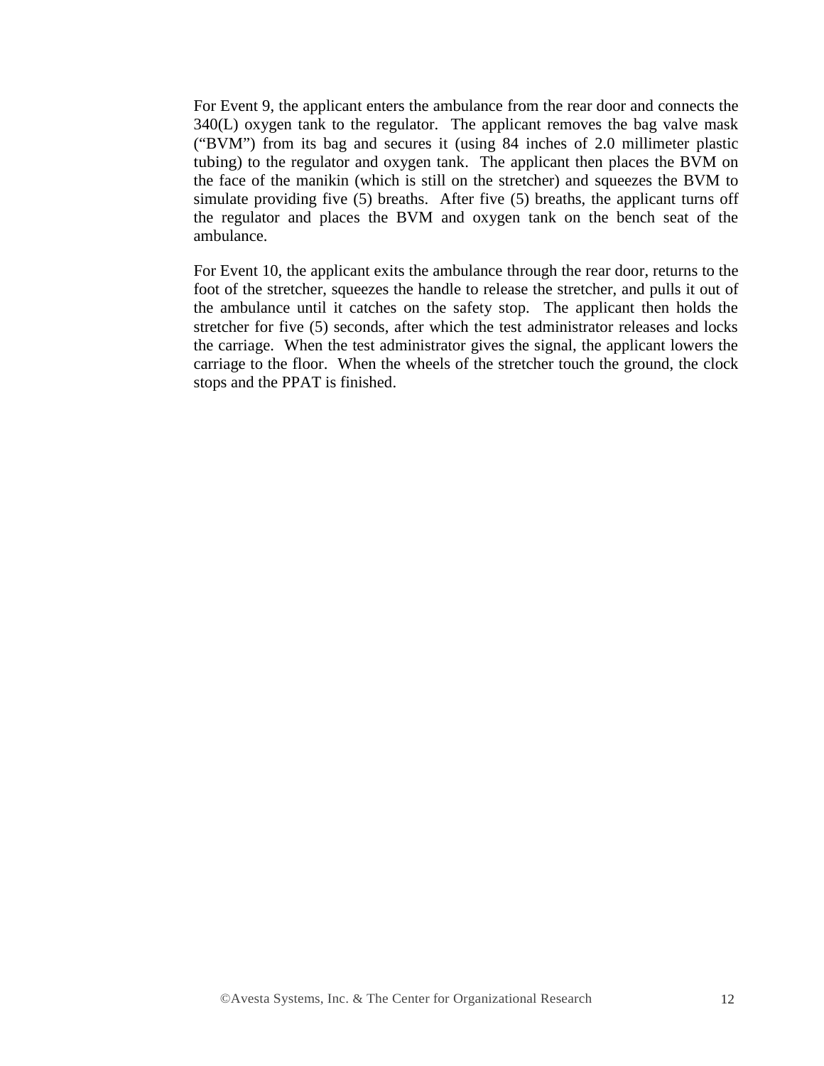For Event 9, the applicant enters the ambulance from the rear door and connects the 340(L) oxygen tank to the regulator. The applicant removes the bag valve mask ("BVM") from its bag and secures it (using 84 inches of 2.0 millimeter plastic tubing) to the regulator and oxygen tank. The applicant then places the BVM on the face of the manikin (which is still on the stretcher) and squeezes the BVM to simulate providing five (5) breaths. After five (5) breaths, the applicant turns off the regulator and places the BVM and oxygen tank on the bench seat of the ambulance.

For Event 10, the applicant exits the ambulance through the rear door, returns to the foot of the stretcher, squeezes the handle to release the stretcher, and pulls it out of the ambulance until it catches on the safety stop. The applicant then holds the stretcher for five (5) seconds, after which the test administrator releases and locks the carriage. When the test administrator gives the signal, the applicant lowers the carriage to the floor. When the wheels of the stretcher touch the ground, the clock stops and the PPAT is finished.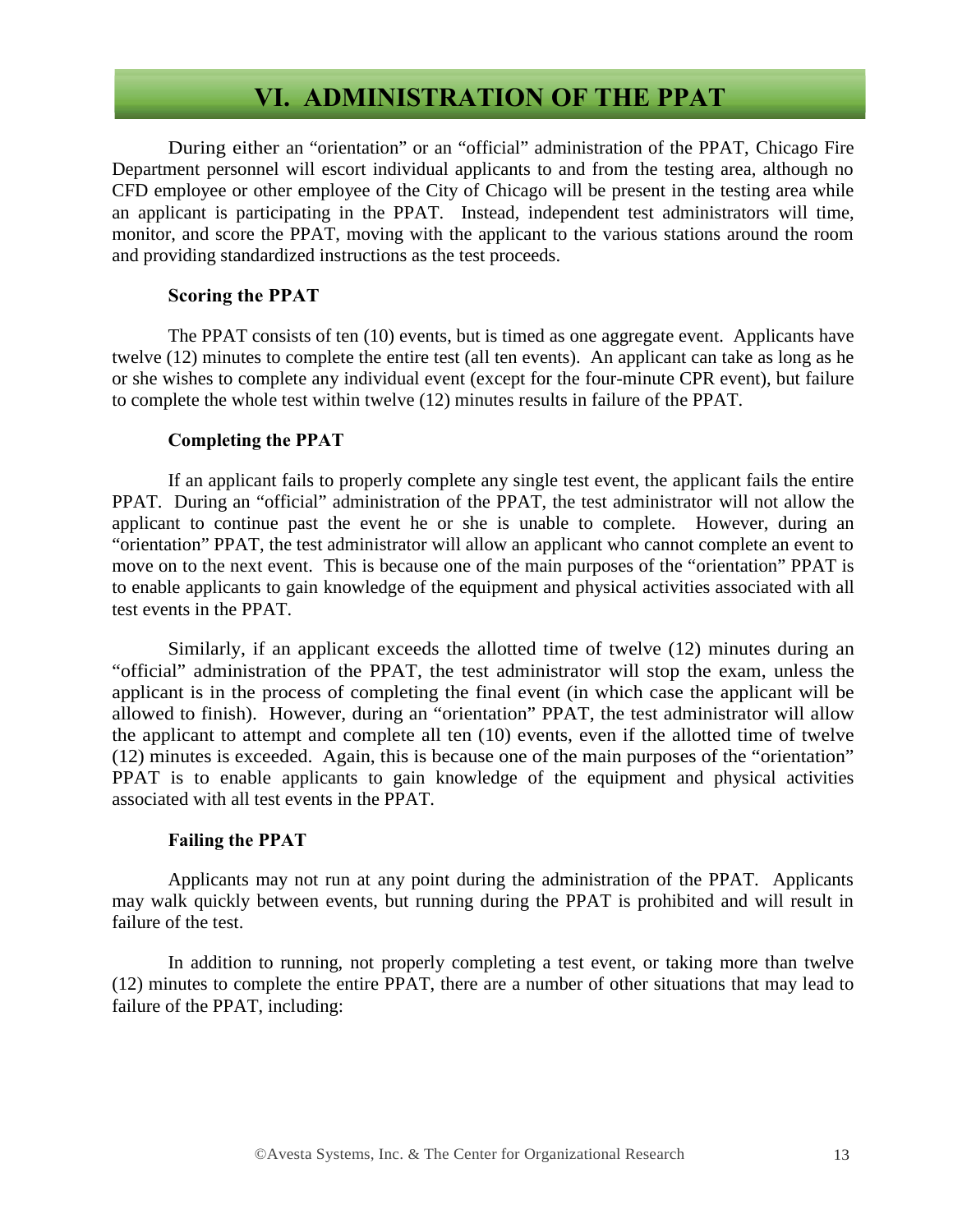## VI. ADMINISTRATION OF THE PPAT

During either an "orientation" or an "official" administration of the PPAT, Chicago Fire Department personnel will escort individual applicants to and from the testing area, although no CFD employee or other employee of the City of Chicago will be present in the testing area while an applicant is participating in the PPAT. Instead, independent test administrators will time, monitor, and score the PPAT, moving with the applicant to the various stations around the room and providing standardized instructions as the test proceeds.

### Scoring the PPAT

The PPAT consists of ten (10) events, but is timed as one aggregate event. Applicants have twelve (12) minutes to complete the entire test (all ten events). An applicant can take as long as he or she wishes to complete any individual event (except for the four-minute CPR event), but failure to complete the whole test within twelve (12) minutes results in failure of the PPAT.

### Completing the PPAT

If an applicant fails to properly complete any single test event, the applicant fails the entire PPAT. During an "official" administration of the PPAT, the test administrator will not allow the applicant to continue past the event he or she is unable to complete. However, during an "orientation" PPAT, the test administrator will allow an applicant who cannot complete an event to move on to the next event. This is because one of the main purposes of the "orientation" PPAT is to enable applicants to gain knowledge of the equipment and physical activities associated with all test events in the PPAT.

Similarly, if an applicant exceeds the allotted time of twelve (12) minutes during an "official" administration of the PPAT, the test administrator will stop the exam, unless the applicant is in the process of completing the final event (in which case the applicant will be allowed to finish). However, during an "orientation" PPAT, the test administrator will allow the applicant to attempt and complete all ten (10) events, even if the allotted time of twelve (12) minutes is exceeded. Again, this is because one of the main purposes of the "orientation" PPAT is to enable applicants to gain knowledge of the equipment and physical activities associated with all test events in the PPAT.

### Failing the PPAT

Applicants may not run at any point during the administration of the PPAT. Applicants may walk quickly between events, but running during the PPAT is prohibited and will result in failure of the test.

In addition to running, not properly completing a test event, or taking more than twelve (12) minutes to complete the entire PPAT, there are a number of other situations that may lead to failure of the PPAT, including: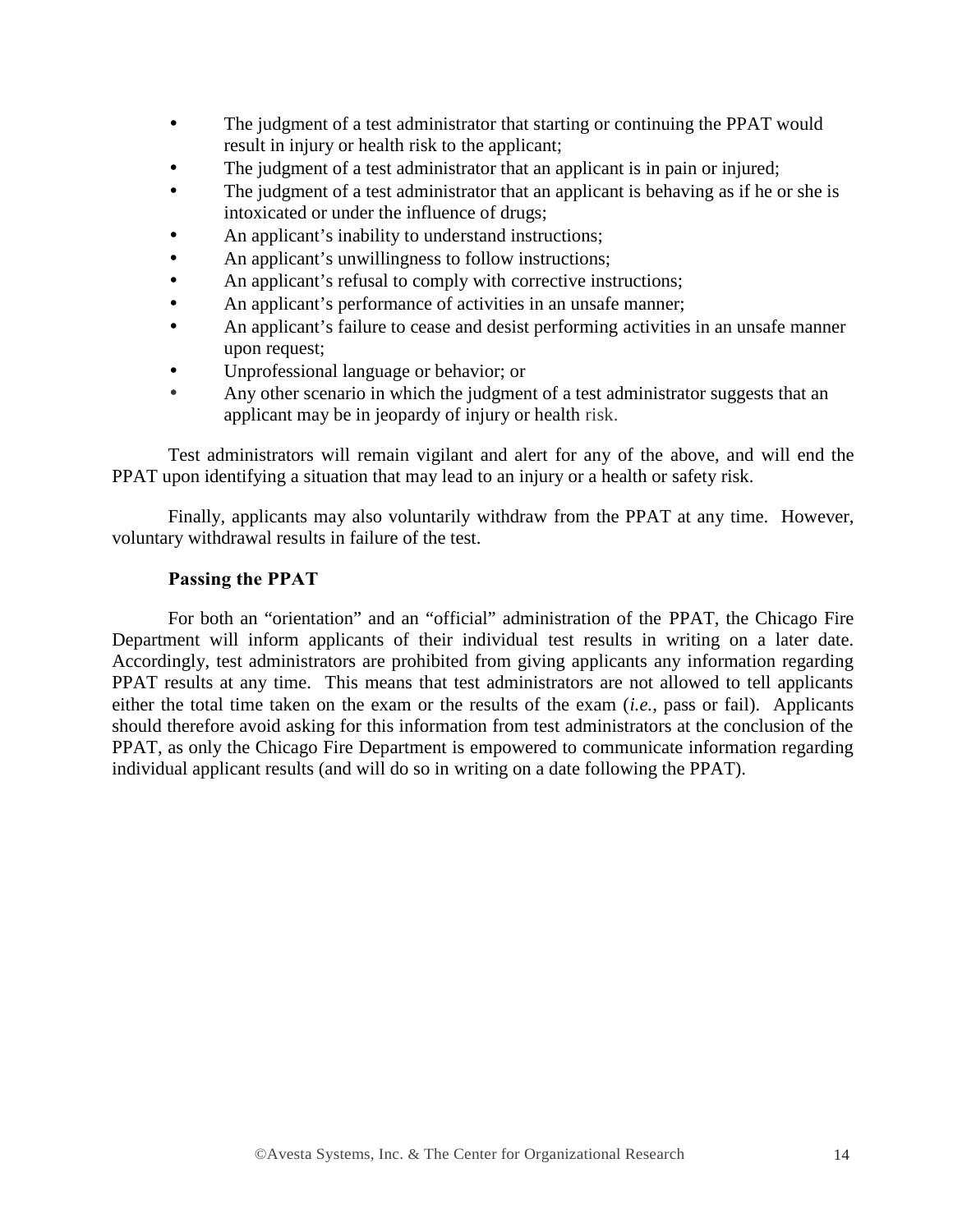- The judgment of a test administrator that starting or continuing the PPAT would result in injury or health risk to the applicant;
- The judgment of a test administrator that an applicant is in pain or injured;
- The judgment of a test administrator that an applicant is behaving as if he or she is intoxicated or under the influence of drugs;
- An applicant's inability to understand instructions;
- An applicant's unwillingness to follow instructions;
- An applicant's refusal to comply with corrective instructions;
- An applicant's performance of activities in an unsafe manner;
- An applicant's failure to cease and desist performing activities in an unsafe manner upon request;
- Unprofessional language or behavior; or
- Any other scenario in which the judgment of a test administrator suggests that an applicant may be in jeopardy of injury or health risk.

Test administrators will remain vigilant and alert for any of the above, and will end the PPAT upon identifying a situation that may lead to an injury or a health or safety risk.

Finally, applicants may also voluntarily withdraw from the PPAT at any time. However, voluntary withdrawal results in failure of the test.

**Passing the PPAT**

For both an "orientation" and an "official" administration of the PPAT, the Chicago Fire Department will inform applicants of their individual test results in writing on a later date. Accordingly, test administrators are prohibited from giving applicants any information regarding PPAT results at any time. This means that test administrators are not allowed to tell applicants either the total time taken on the exam or the results of the exam (*i.e.*, pass or fail). Applicants should therefore avoid asking for this information from test administrators at the conclusion of the PPAT, as only the Chicago Fire Department is empowered to communicate information regarding individual applicant results (and will do so in writing on a date following the PPAT).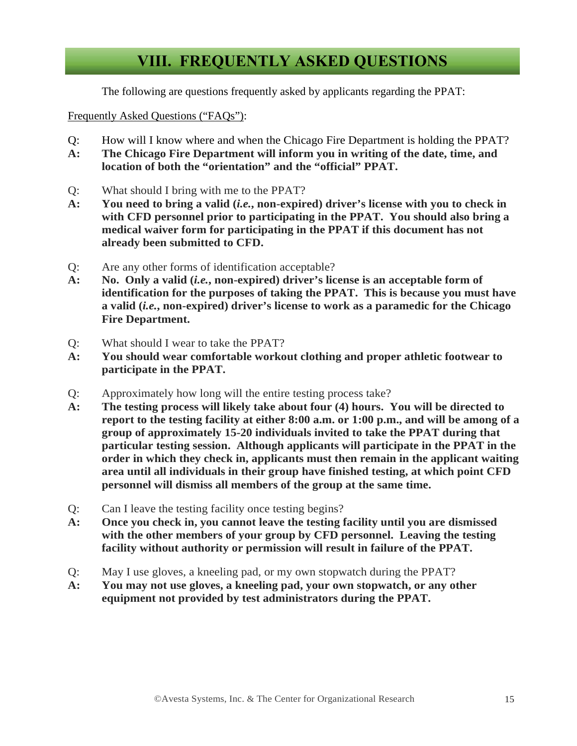# VIII. FREQUENTLY ASKED QUESTIONS

The following are questions frequently asked by applicants regarding the PPAT:

Frequently Asked Questions ("FAQs"):

Q: How will I know where and when the Chicago Fire Department is holding the PPAT?
**A: The Chicago Fire Department will inform you in writing of the date, time, and location of both the "orientation" and the "official" PPAT.**

Q: What should I bring with me to the PPAT?
**A: You need to bring a valid (*i.e.*, non-expired) driver's license with you to check in with CFD personnel prior to participating in the PPAT. You should also bring a medical waiver form for participating in the PPAT if this document has not already been submitted to CFD.**

Q: Are any other forms of identification acceptable?
**A: No. Only a valid (*i.e.*, non-expired) driver's license is an acceptable form of identification for the purposes of taking the PPAT. This is because you must have a valid (*i.e.*, non-expired) driver's license to work as a paramedic for the Chicago Fire Department.**

Q: What should I wear to take the PPAT?
**A: You should wear comfortable workout clothing and proper athletic footwear to participate in the PPAT.**

Q: Approximately how long will the entire testing process take?
**A: The testing process will likely take about four (4) hours. You will be directed to report to the testing facility at either 8:00 a.m. or 1:00 p.m., and will be among of a group of approximately 15-20 individuals invited to take the PPAT during that particular testing session. Although applicants will participate in the PPAT in the order in which they check in, applicants must then remain in the applicant waiting area until all individuals in their group have finished testing, at which point CFD personnel will dismiss all members of the group at the same time.**

Q: Can I leave the testing facility once testing begins?
**A: Once you check in, you cannot leave the testing facility until you are dismissed with the other members of your group by CFD personnel. Leaving the testing facility without authority or permission will result in failure of the PPAT.**

Q: May I use gloves, a kneeling pad, or my own stopwatch during the PPAT?
**A: You may not use gloves, a kneeling pad, your own stopwatch, or any other equipment not provided by test administrators during the PPAT.**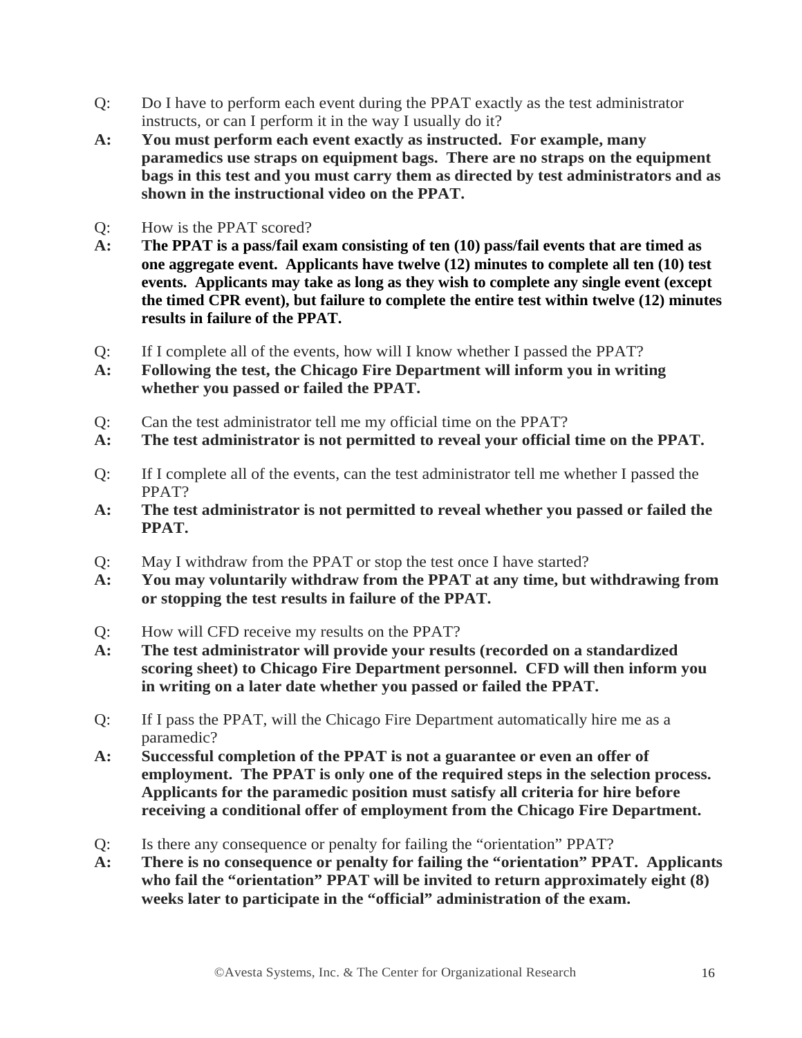Q: Do I have to perform each event during the PPAT exactly as the test administrator instructs, or can I perform it in the way I usually do it?

**A: You must perform each event exactly as instructed. For example, many paramedics use straps on equipment bags. There are no straps on the equipment bags in this test and you must carry them as directed by test administrators and as shown in the instructional video on the PPAT.**

Q: How is the PPAT scored?

**A: The PPAT is a pass/fail exam consisting of ten (10) pass/fail events that are timed as one aggregate event. Applicants have twelve (12) minutes to complete all ten (10) test events. Applicants may take as long as they wish to complete any single event (except the timed CPR event), but failure to complete the entire test within twelve (12) minutes results in failure of the PPAT.**

Q: If I complete all of the events, how will I know whether I passed the PPAT?

**A: Following the test, the Chicago Fire Department will inform you in writing whether you passed or failed the PPAT.**

Q: Can the test administrator tell me my official time on the PPAT?

**A: The test administrator is not permitted to reveal your official time on the PPAT.**

Q: If I complete all of the events, can the test administrator tell me whether I passed the PPAT?

**A: The test administrator is not permitted to reveal whether you passed or failed the PPAT.**

Q: May I withdraw from the PPAT or stop the test once I have started?

**A: You may voluntarily withdraw from the PPAT at any time, but withdrawing from or stopping the test results in failure of the PPAT.**

Q: How will CFD receive my results on the PPAT?

**A: The test administrator will provide your results (recorded on a standardized scoring sheet) to Chicago Fire Department personnel. CFD will then inform you in writing on a later date whether you passed or failed the PPAT.**

Q: If I pass the PPAT, will the Chicago Fire Department automatically hire me as a paramedic?

**A: Successful completion of the PPAT is not a guarantee or even an offer of employment. The PPAT is only one of the required steps in the selection process. Applicants for the paramedic position must satisfy all criteria for hire before receiving a conditional offer of employment from the Chicago Fire Department.**

Q: Is there any consequence or penalty for failing the "orientation" PPAT?

**A: There is no consequence or penalty for failing the "orientation" PPAT. Applicants who fail the "orientation" PPAT will be invited to return approximately eight (8) weeks later to participate in the "official" administration of the exam.**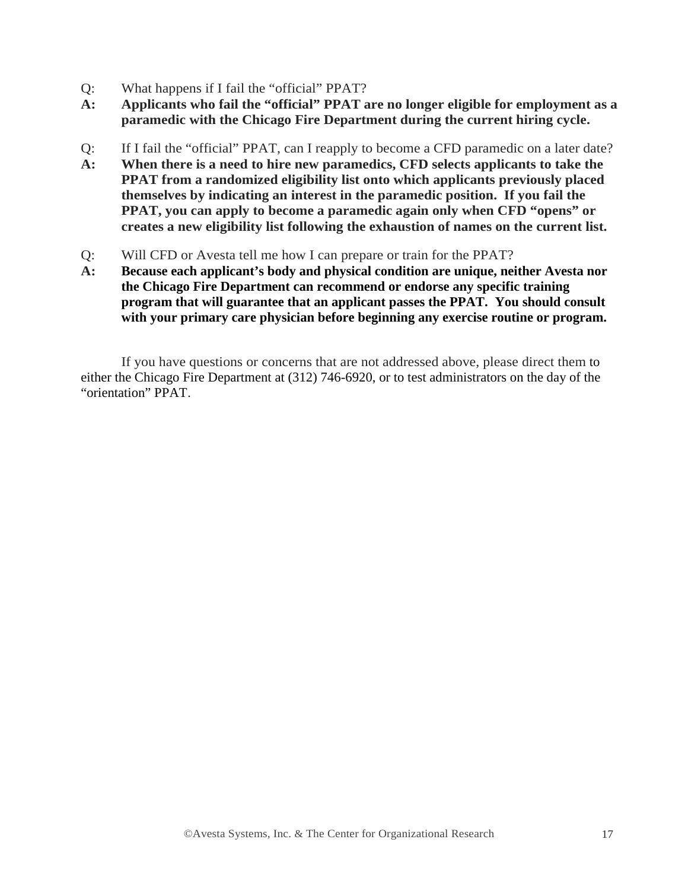Q: What happens if I fail the "official" PPAT?

**A: Applicants who fail the "official" PPAT are no longer eligible for employment as a paramedic with the Chicago Fire Department during the current hiring cycle.**

Q: If I fail the "official" PPAT, can I reapply to become a CFD paramedic on a later date?

**A: When there is a need to hire new paramedics, CFD selects applicants to take the PPAT from a randomized eligibility list onto which applicants previously placed themselves by indicating an interest in the paramedic position. If you fail the PPAT, you can apply to become a paramedic again only when CFD "opens" or creates a new eligibility list following the exhaustion of names on the current list.**

Q: Will CFD or Avesta tell me how I can prepare or train for the PPAT?

**A: Because each applicant's body and physical condition are unique, neither Avesta nor the Chicago Fire Department can recommend or endorse any specific training program that will guarantee that an applicant passes the PPAT. You should consult with your primary care physician before beginning any exercise routine or program.**

If you have questions or concerns that are not addressed above, please direct them to either the Chicago Fire Department at (312) 746-6920, or to test administrators on the day of the "orientation" PPAT.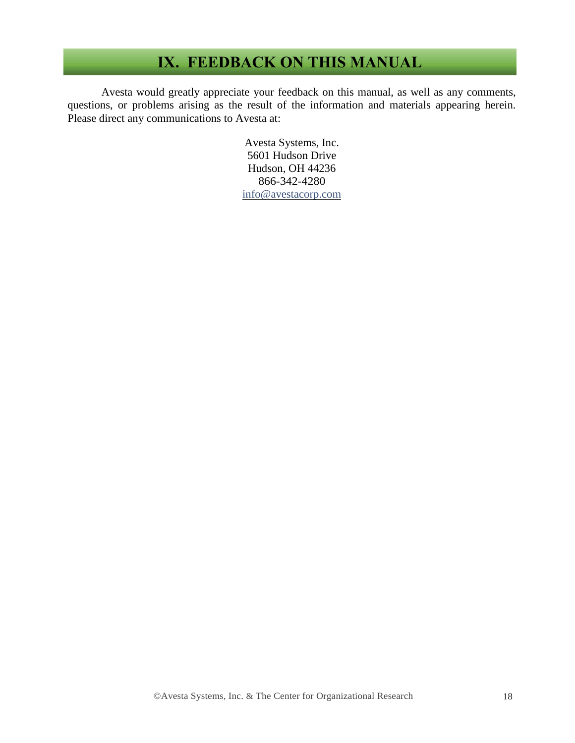# IX. FEEDBACK ON THIS MANUAL

Avesta would greatly appreciate your feedback on this manual, as well as any comments, questions, or problems arising as the result of the information and materials appearing herein. Please direct any communications to Avesta at:

Avesta Systems, Inc.
5601 Hudson Drive
Hudson, OH 44236
866-342-4280
info@avestacorp.com